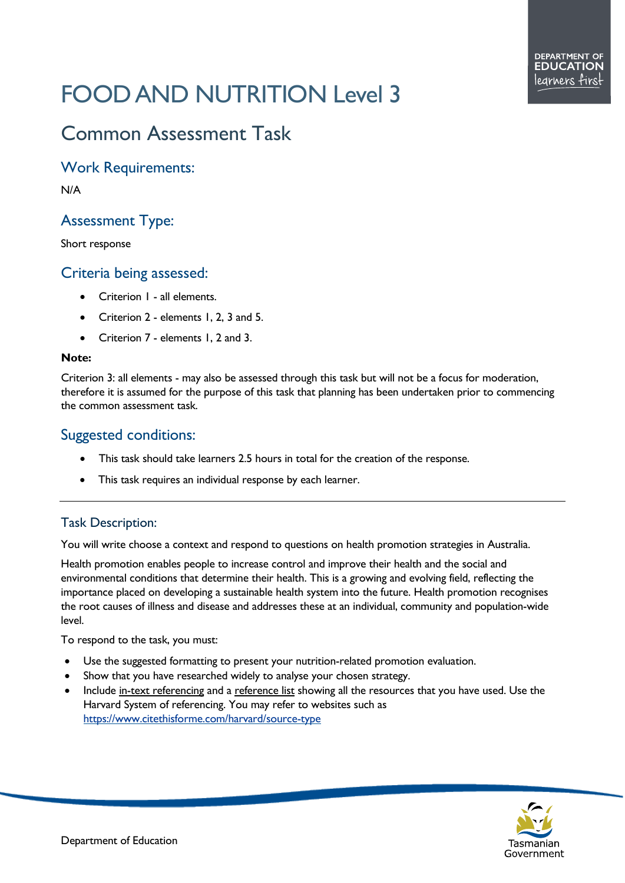# FOOD AND NUTRITION Level 3

## Common Assessment Task

### Work Requirements:

N/A

### Assessment Type:

Short response

### Criteria being assessed:

- Criterion 1 - all elements.
- Criterion 2 - elements 1, 2, 3 and 5.
- Criterion 7 - elements 1, 2 and 3.

**Note:**

Criterion 3: all elements - may also be assessed through this task but will not be a focus for moderation, therefore it is assumed for the purpose of this task that planning has been undertaken prior to commencing the common assessment task.

### Suggested conditions:

- This task should take learners 2.5 hours in total for the creation of the response.
- This task requires an individual response by each learner.

---

### Task Description:

You will write choose a context and respond to questions on health promotion strategies in Australia.

Health promotion enables people to increase control and improve their health and the social and environmental conditions that determine their health. This is a growing and evolving field, reflecting the importance placed on developing a sustainable health system into the future. Health promotion recognises the root causes of illness and disease and addresses these at an individual, community and population-wide level.

To respond to the task, you must:

- Use the suggested formatting to present your nutrition-related promotion evaluation.
- Show that you have researched widely to analyse your chosen strategy.
- Include in-text referencing and a reference list showing all the resources that you have used. Use the Harvard System of referencing. You may refer to websites such as https://www.citethisforme.com/harvard/source-type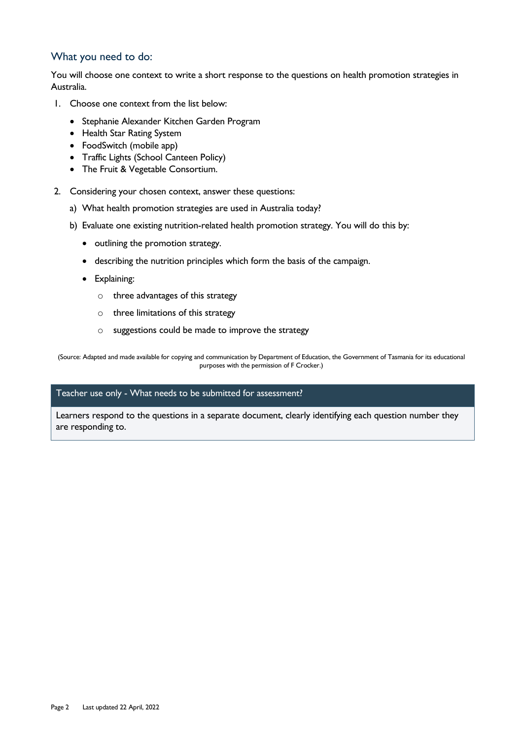## What you need to do:

You will choose one context to write a short response to the questions on health promotion strategies in Australia.

1. Choose one context from the list below:
   - Stephanie Alexander Kitchen Garden Program
   - Health Star Rating System
   - FoodSwitch (mobile app)
   - Traffic Lights (School Canteen Policy)
   - The Fruit & Vegetable Consortium.
2. Considering your chosen context, answer these questions:
   a) What health promotion strategies are used in Australia today?
   b) Evaluate one existing nutrition-related health promotion strategy. You will do this by:
      - outlining the promotion strategy.
      - describing the nutrition principles which form the basis of the campaign.
      - Explaining:
        - three advantages of this strategy
        - three limitations of this strategy
        - suggestions could be made to improve the strategy

(Source: Adapted and made available for copying and communication by Department of Education, the Government of Tasmania for its educational purposes with the permission of F Crocker.)

| Teacher use only - What needs to be submitted for assessment? |
|---|
| Learners respond to the questions in a separate document, clearly identifying each question number they are responding to. |